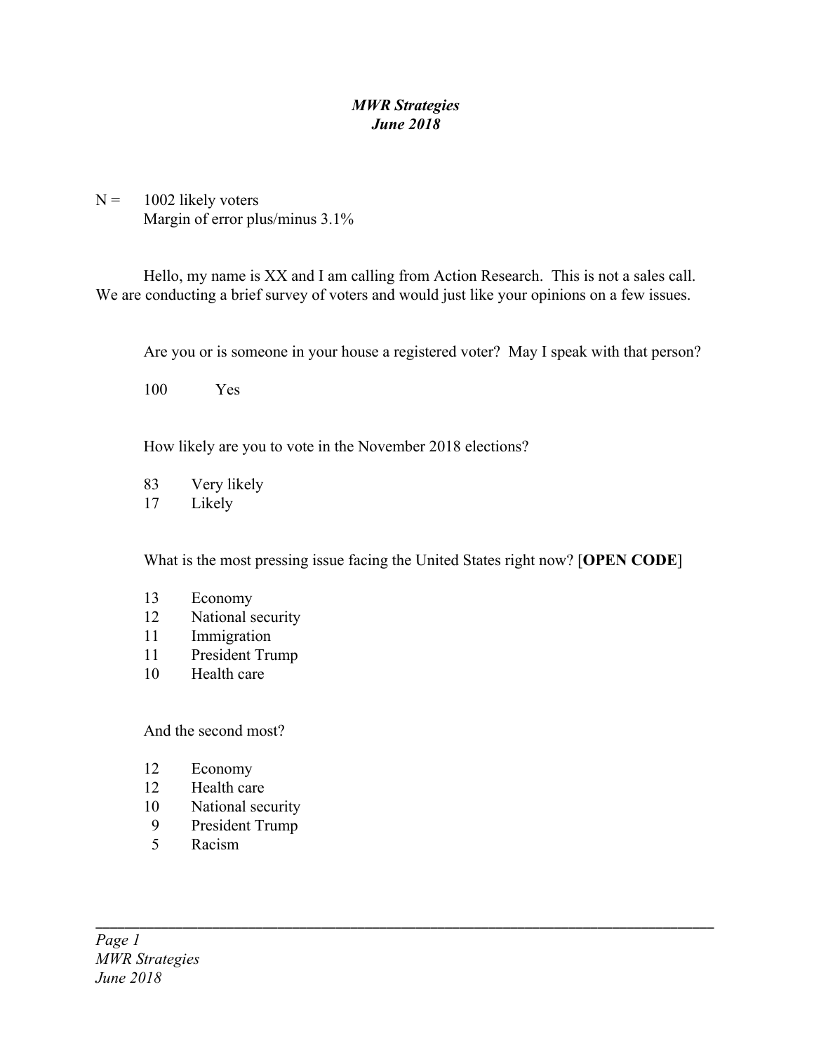***MWR Strategies***
***June 2018***

N = 1002 likely voters
Margin of error plus/minus 3.1%

Hello, my name is XX and I am calling from Action Research. This is not a sales call. We are conducting a brief survey of voters and would just like your opinions on a few issues.

Are you or is someone in your house a registered voter? May I speak with that person?

100 Yes

How likely are you to vote in the November 2018 elections?

83 Very likely
17 Likely

What is the most pressing issue facing the United States right now? [**OPEN CODE**]

13 Economy
12 National security
11 Immigration
11 President Trump
10 Health care

And the second most?

12 Economy
12 Health care
10 National security
9 President Trump
5 Racism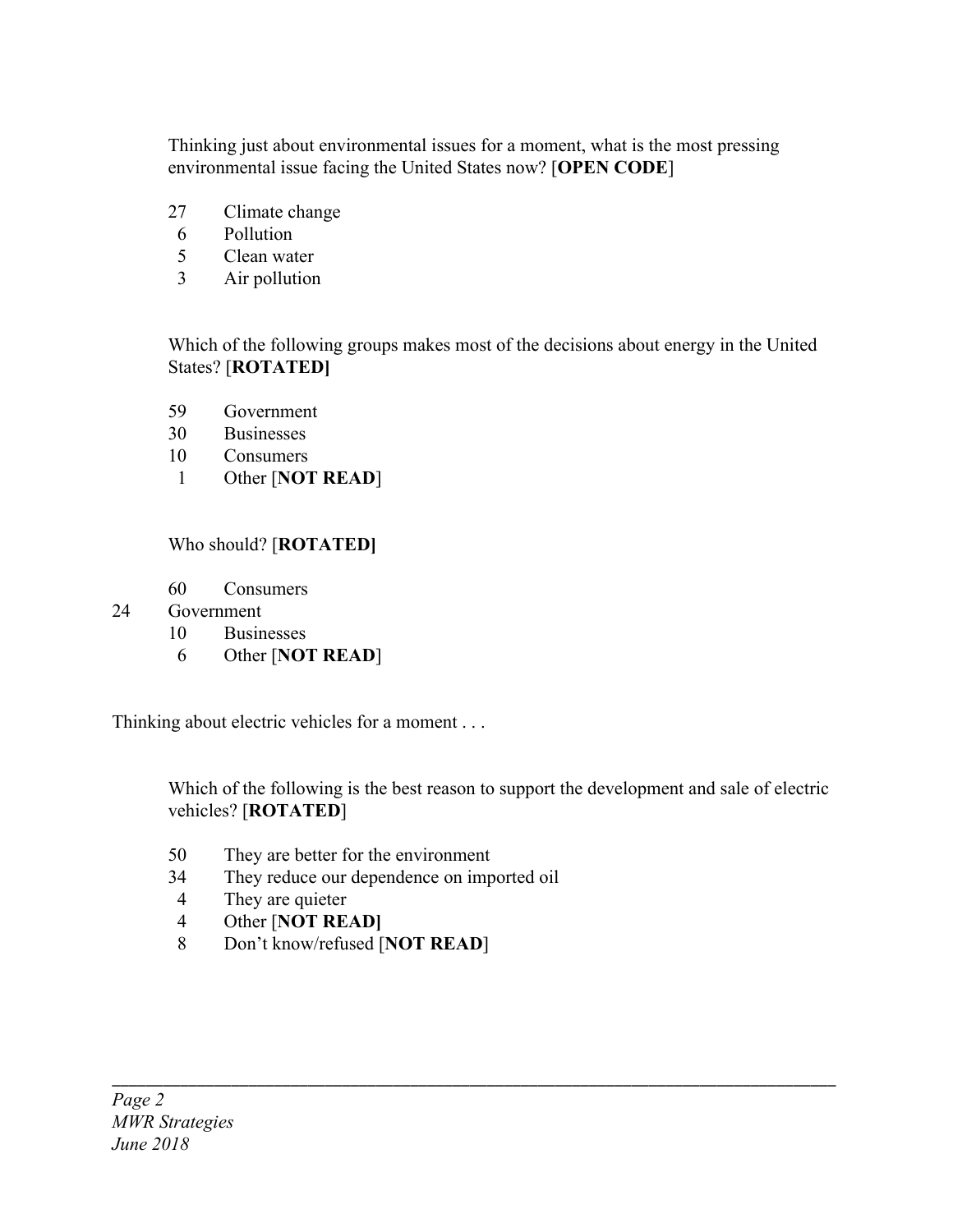Thinking just about environmental issues for a moment, what is the most pressing environmental issue facing the United States now? [**OPEN CODE**]

27 Climate change
6 Pollution
5 Clean water
3 Air pollution

Which of the following groups makes most of the decisions about energy in the United States? [**ROTATED]**

59 Government
30 Businesses
10 Consumers
1 Other [**NOT READ**]

Who should? [**ROTATED]**

60 Consumers
24 Government
10 Businesses
6 Other [**NOT READ**]

Thinking about electric vehicles for a moment . . .

Which of the following is the best reason to support the development and sale of electric vehicles? [**ROTATED**]

50 They are better for the environment
34 They reduce our dependence on imported oil
4 They are quieter
4 Other [**NOT READ]**
8 Don't know/refused [**NOT READ**]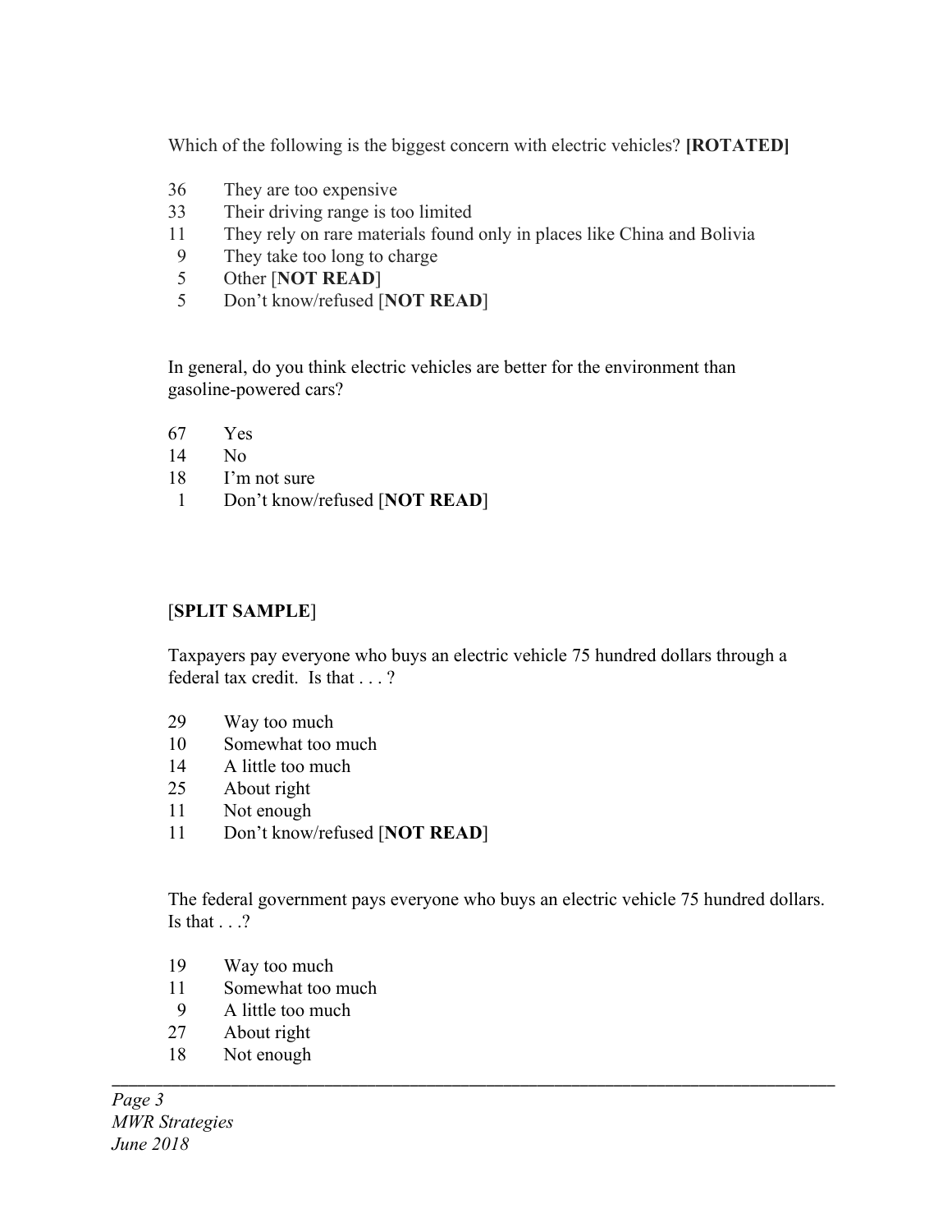Which of the following is the biggest concern with electric vehicles? **[ROTATED]**

36 They are too expensive
33 Their driving range is too limited
11 They rely on rare materials found only in places like China and Bolivia
9 They take too long to charge
5 Other [**NOT READ**]
5 Don't know/refused [**NOT READ**]

In general, do you think electric vehicles are better for the environment than gasoline-powered cars?

67 Yes
14 No
18 I'm not sure
1 Don't know/refused [**NOT READ**]

[**SPLIT SAMPLE**]

Taxpayers pay everyone who buys an electric vehicle 75 hundred dollars through a federal tax credit. Is that . . . ?

29 Way too much
10 Somewhat too much
14 A little too much
25 About right
11 Not enough
11 Don't know/refused [**NOT READ**]

The federal government pays everyone who buys an electric vehicle 75 hundred dollars. Is that . . .?

19 Way too much
11 Somewhat too much
9 A little too much
27 About right
18 Not enough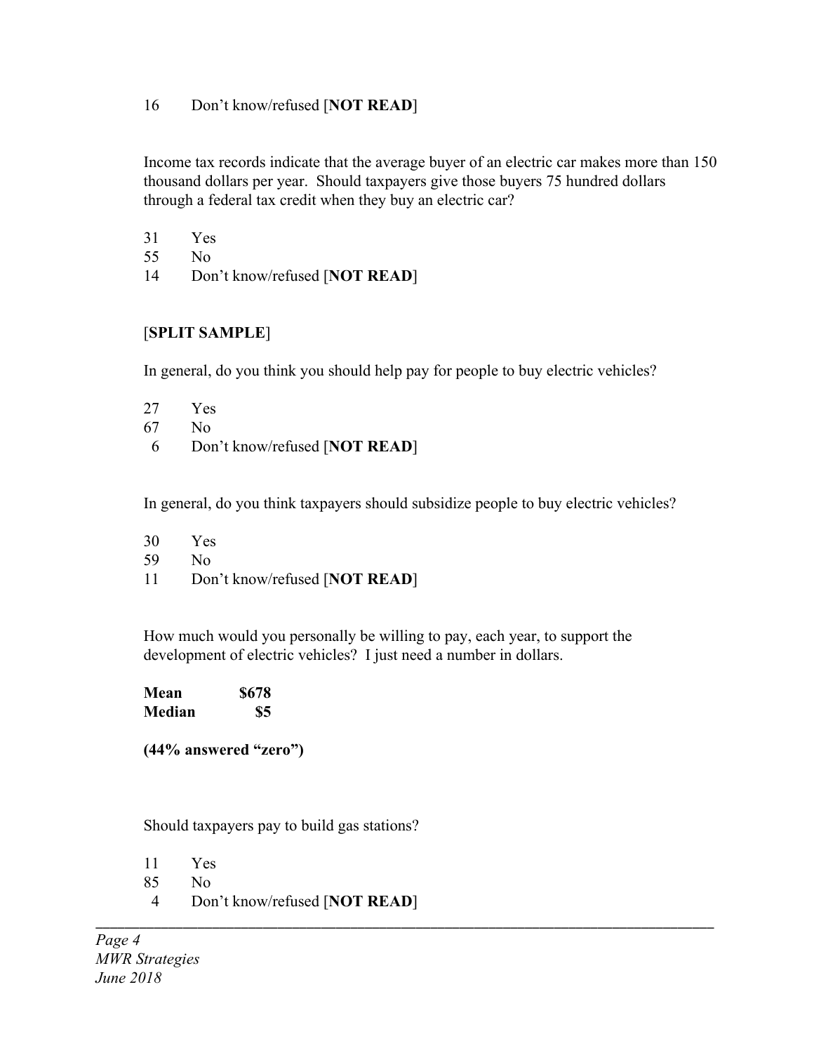16 Don't know/refused [**NOT READ**]

Income tax records indicate that the average buyer of an electric car makes more than 150 thousand dollars per year. Should taxpayers give those buyers 75 hundred dollars through a federal tax credit when they buy an electric car?

31 Yes
55 No
14 Don't know/refused [**NOT READ**]

[**SPLIT SAMPLE**]

In general, do you think you should help pay for people to buy electric vehicles?

27 Yes
67 No
6 Don't know/refused [**NOT READ**]

In general, do you think taxpayers should subsidize people to buy electric vehicles?

30 Yes
59 No
11 Don't know/refused [**NOT READ**]

How much would you personally be willing to pay, each year, to support the development of electric vehicles? I just need a number in dollars.

**Mean** **$678**
**Median** **$5**

**(44% answered "zero")**

Should taxpayers pay to build gas stations?

11 Yes
85 No
4 Don't know/refused [**NOT READ**]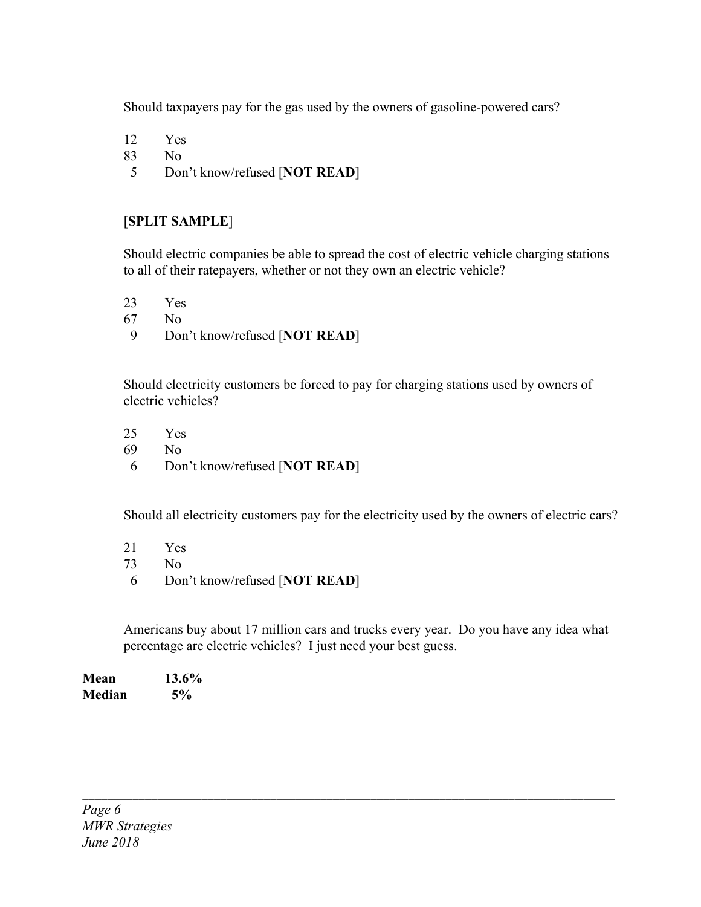Should taxpayers pay for the gas used by the owners of gasoline-powered cars?

12 Yes
83 No
5 Don't know/refused [**NOT READ**]

[**SPLIT SAMPLE**]

Should electric companies be able to spread the cost of electric vehicle charging stations to all of their ratepayers, whether or not they own an electric vehicle?

23 Yes
67 No
9 Don't know/refused [**NOT READ**]

Should electricity customers be forced to pay for charging stations used by owners of electric vehicles?

25 Yes
69 No
6 Don't know/refused [**NOT READ**]

Should all electricity customers pay for the electricity used by the owners of electric cars?

21 Yes
73 No
6 Don't know/refused [**NOT READ**]

Americans buy about 17 million cars and trucks every year. Do you have any idea what percentage are electric vehicles? I just need your best guess.

**Mean** **13.6%**
**Median** **5%**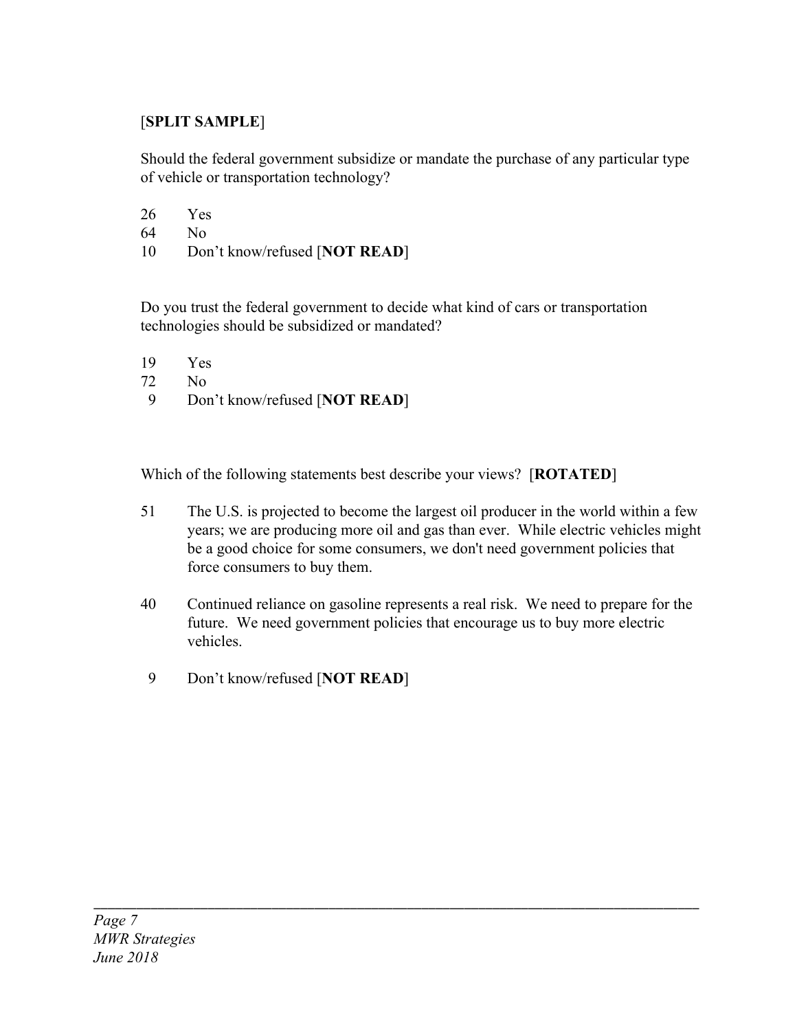[**SPLIT SAMPLE**]

Should the federal government subsidize or mandate the purchase of any particular type of vehicle or transportation technology?

26 Yes
64 No
10 Don't know/refused [**NOT READ**]

Do you trust the federal government to decide what kind of cars or transportation technologies should be subsidized or mandated?

19 Yes
72 No
9 Don't know/refused [**NOT READ**]

Which of the following statements best describe your views? [**ROTATED**]

51 The U.S. is projected to become the largest oil producer in the world within a few years; we are producing more oil and gas than ever. While electric vehicles might be a good choice for some consumers, we don't need government policies that force consumers to buy them.

40 Continued reliance on gasoline represents a real risk. We need to prepare for the future. We need government policies that encourage us to buy more electric vehicles.

9 Don't know/refused [**NOT READ**]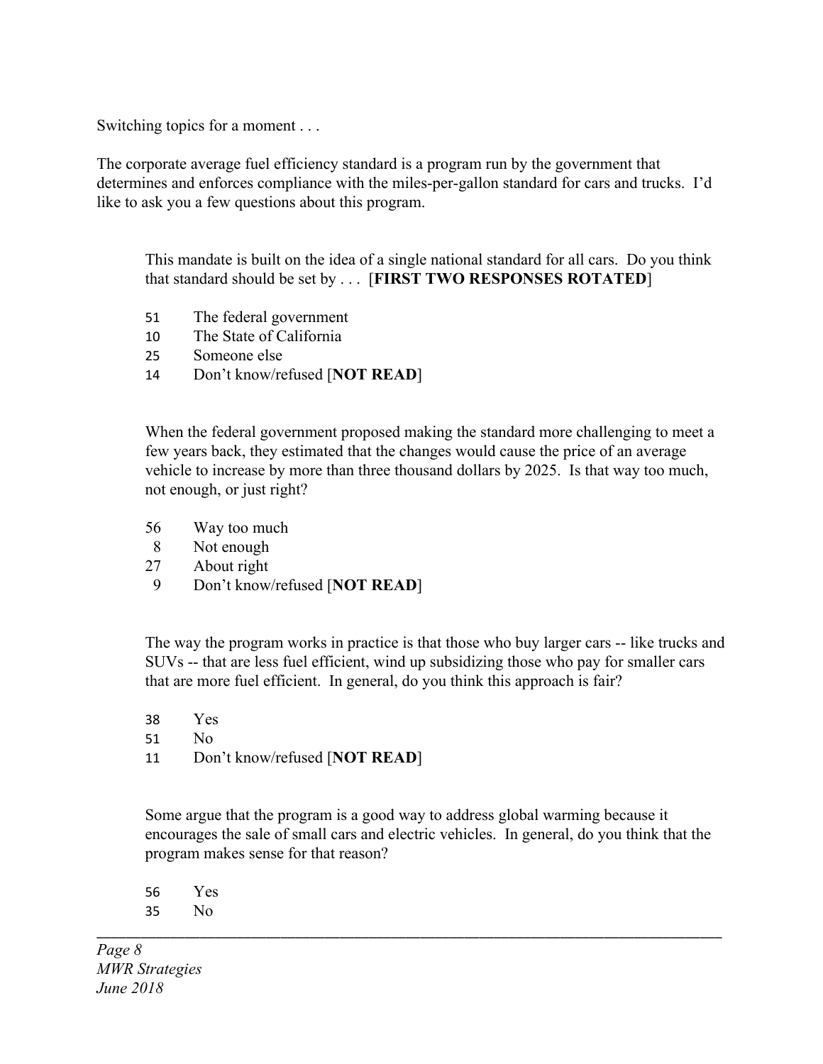Switching topics for a moment . . .

The corporate average fuel efficiency standard is a program run by the government that determines and enforces compliance with the miles-per-gallon standard for cars and trucks. I'd like to ask you a few questions about this program.

This mandate is built on the idea of a single national standard for all cars. Do you think that standard should be set by . . . [**FIRST TWO RESPONSES ROTATED**]

| | |
|---|---|
| 51 | The federal government |
| 10 | The State of California |
| 25 | Someone else |
| 14 | Don't know/refused [**NOT READ**] |

When the federal government proposed making the standard more challenging to meet a few years back, they estimated that the changes would cause the price of an average vehicle to increase by more than three thousand dollars by 2025. Is that way too much, not enough, or just right?

| | |
|---|---|
| 56 | Way too much |
| 8 | Not enough |
| 27 | About right |
| 9 | Don't know/refused [**NOT READ**] |

The way the program works in practice is that those who buy larger cars -- like trucks and SUVs -- that are less fuel efficient, wind up subsidizing those who pay for smaller cars that are more fuel efficient. In general, do you think this approach is fair?

| | |
|---|---|
| 38 | Yes |
| 51 | No |
| 11 | Don't know/refused [**NOT READ**] |

Some argue that the program is a good way to address global warming because it encourages the sale of small cars and electric vehicles. In general, do you think that the program makes sense for that reason?

| | |
|---|---|
| 56 | Yes |
| 35 | No |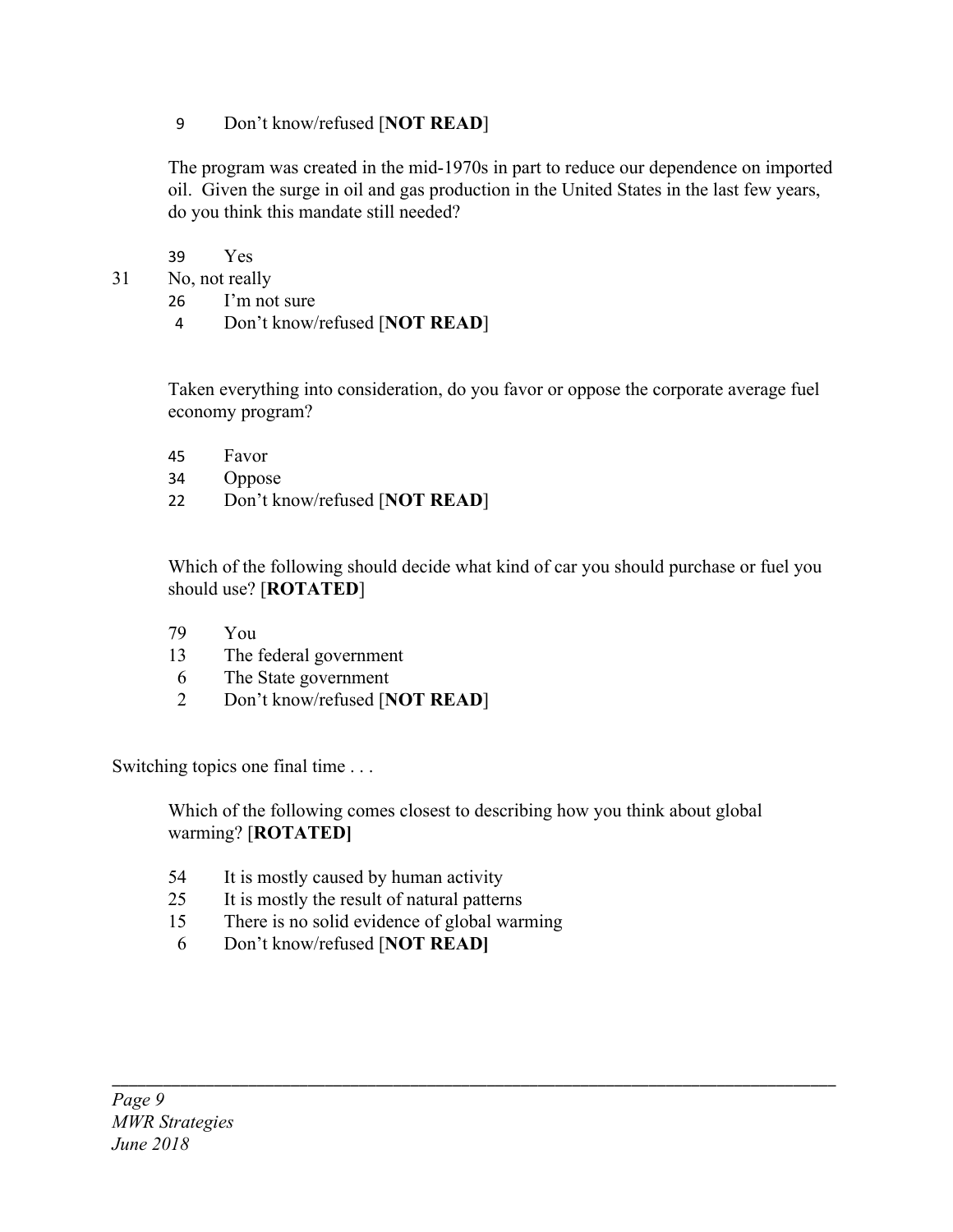9 Don't know/refused [**NOT READ**]

The program was created in the mid-1970s in part to reduce our dependence on imported oil. Given the surge in oil and gas production in the United States in the last few years, do you think this mandate still needed?

39 Yes
31 No, not really
26 I'm not sure
4 Don't know/refused [**NOT READ**]

Taken everything into consideration, do you favor or oppose the corporate average fuel economy program?

45 Favor
34 Oppose
22 Don't know/refused [**NOT READ**]

Which of the following should decide what kind of car you should purchase or fuel you should use? [**ROTATED**]

79 You
13 The federal government
6 The State government
2 Don't know/refused [**NOT READ**]

Switching topics one final time . . .

Which of the following comes closest to describing how you think about global warming? [**ROTATED]**

54 It is mostly caused by human activity
25 It is mostly the result of natural patterns
15 There is no solid evidence of global warming
6 Don't know/refused [**NOT READ]**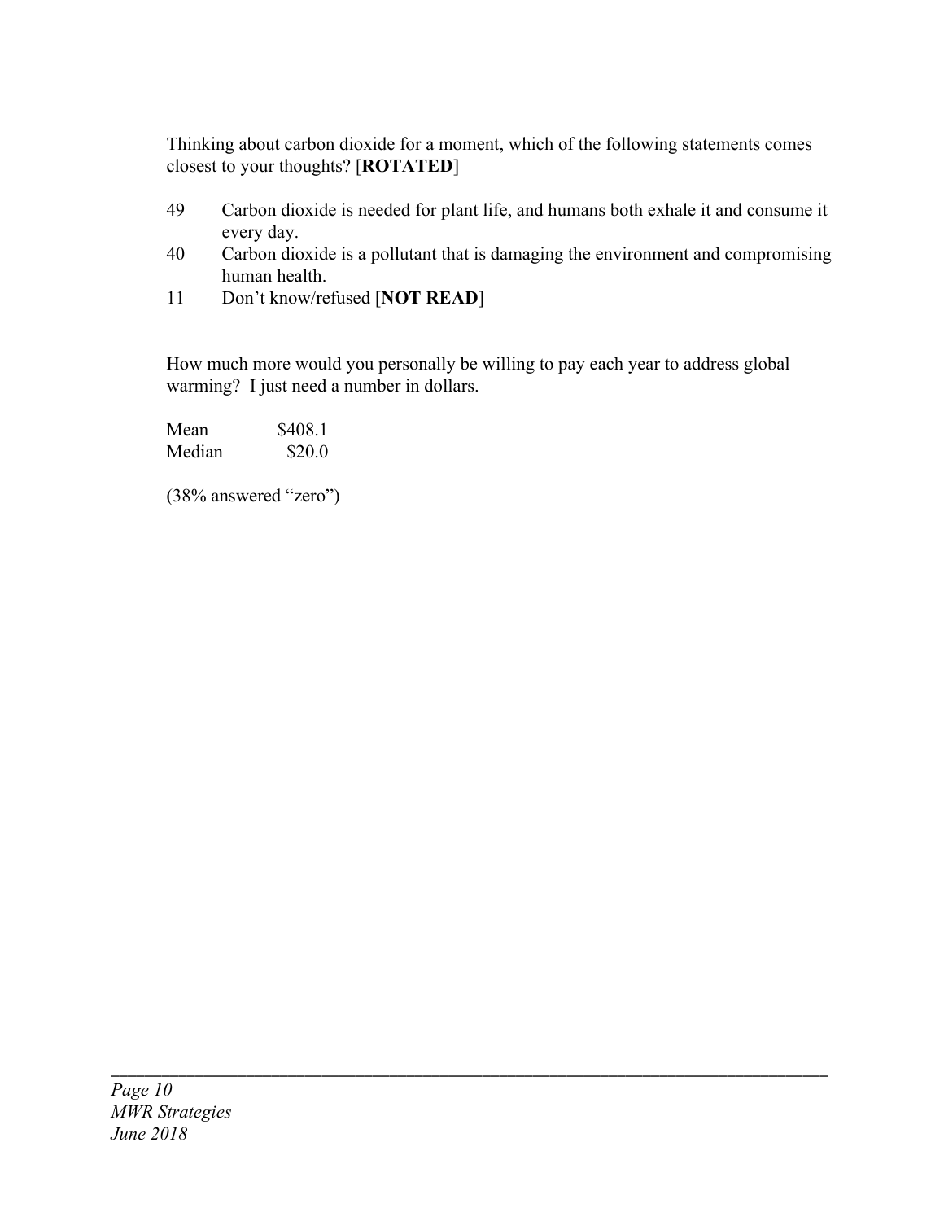Thinking about carbon dioxide for a moment, which of the following statements comes closest to your thoughts? [**ROTATED**]

| | |
|---|---|
| 49 | Carbon dioxide is needed for plant life, and humans both exhale it and consume it every day. |
| 40 | Carbon dioxide is a pollutant that is damaging the environment and compromising human health. |
| 11 | Don't know/refused [**NOT READ**] |

How much more would you personally be willing to pay each year to address global warming? I just need a number in dollars.

| | |
|---|---|
| Mean | $408.1 |
| Median | $20.0 |

(38% answered "zero")